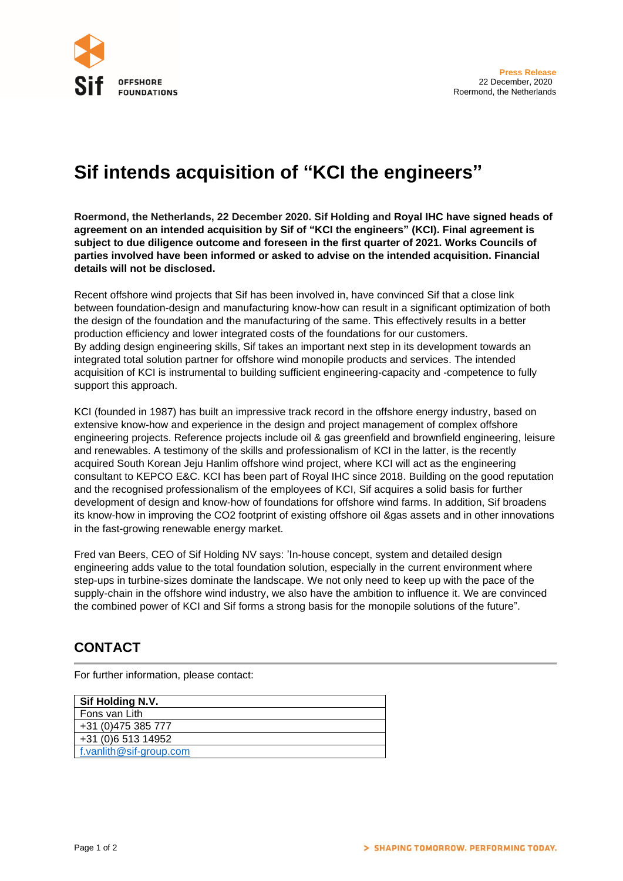**Press Release**
22 December, 2020
Roermond, the Netherlands

# Sif intends acquisition of "KCI the engineers"

**Roermond, the Netherlands, 22 December 2020. Sif Holding and Royal IHC have signed heads of agreement on an intended acquisition by Sif of "KCI the engineers" (KCI). Final agreement is subject to due diligence outcome and foreseen in the first quarter of 2021. Works Councils of parties involved have been informed or asked to advise on the intended acquisition. Financial details will not be disclosed.**

Recent offshore wind projects that Sif has been involved in, have convinced Sif that a close link between foundation-design and manufacturing know-how can result in a significant optimization of both the design of the foundation and the manufacturing of the same. This effectively results in a better production efficiency and lower integrated costs of the foundations for our customers.
By adding design engineering skills, Sif takes an important next step in its development towards an integrated total solution partner for offshore wind monopile products and services. The intended acquisition of KCI is instrumental to building sufficient engineering-capacity and -competence to fully support this approach.

KCI (founded in 1987) has built an impressive track record in the offshore energy industry, based on extensive know-how and experience in the design and project management of complex offshore engineering projects. Reference projects include oil & gas greenfield and brownfield engineering, leisure and renewables. A testimony of the skills and professionalism of KCI in the latter, is the recently acquired South Korean Jeju Hanlim offshore wind project, where KCI will act as the engineering consultant to KEPCO E&C. KCI has been part of Royal IHC since 2018. Building on the good reputation and the recognised professionalism of the employees of KCI, Sif acquires a solid basis for further development of design and know-how of foundations for offshore wind farms. In addition, Sif broadens its know-how in improving the $CO_2$ footprint of existing offshore oil &gas assets and in other innovations in the fast-growing renewable energy market.

Fred van Beers, CEO of Sif Holding NV says: 'In-house concept, system and detailed design engineering adds value to the total foundation solution, especially in the current environment where step-ups in turbine-sizes dominate the landscape. We not only need to keep up with the pace of the supply-chain in the offshore wind industry, we also have the ambition to influence it. We are convinced the combined power of KCI and Sif forms a strong basis for the monopile solutions of the future".

## CONTACT

For further information, please contact:

| **Sif Holding N.V.** |
| --- |
| Fons van Lith |
| +31 (0)475 385 777 |
| +31 (0)6 513 14952 |
| f.vanlith@sif-group.com |

> SHAPING TOMORROW. PERFORMING TODAY.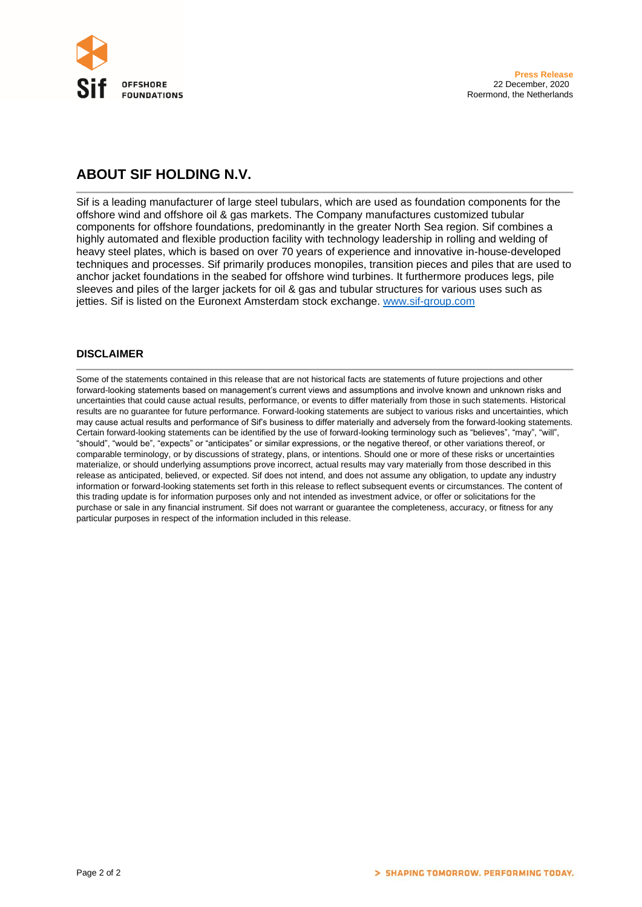## ABOUT SIF HOLDING N.V.

Sif is a leading manufacturer of large steel tubulars, which are used as foundation components for the offshore wind and offshore oil & gas markets. The Company manufactures customized tubular components for offshore foundations, predominantly in the greater North Sea region. Sif combines a highly automated and flexible production facility with technology leadership in rolling and welding of heavy steel plates, which is based on over 70 years of experience and innovative in-house-developed techniques and processes. Sif primarily produces monopiles, transition pieces and piles that are used to anchor jacket foundations in the seabed for offshore wind turbines. It furthermore produces legs, pile sleeves and piles of the larger jackets for oil & gas and tubular structures for various uses such as jetties. Sif is listed on the Euronext Amsterdam stock exchange. www.sif-group.com

### DISCLAIMER

Some of the statements contained in this release that are not historical facts are statements of future projections and other forward-looking statements based on management's current views and assumptions and involve known and unknown risks and uncertainties that could cause actual results, performance, or events to differ materially from those in such statements. Historical results are no guarantee for future performance. Forward-looking statements are subject to various risks and uncertainties, which may cause actual results and performance of Sif's business to differ materially and adversely from the forward-looking statements. Certain forward-looking statements can be identified by the use of forward-looking terminology such as "believes", "may", "will", "should", "would be", "expects" or "anticipates" or similar expressions, or the negative thereof, or other variations thereof, or comparable terminology, or by discussions of strategy, plans, or intentions. Should one or more of these risks or uncertainties materialize, or should underlying assumptions prove incorrect, actual results may vary materially from those described in this release as anticipated, believed, or expected. Sif does not intend, and does not assume any obligation, to update any industry information or forward-looking statements set forth in this release to reflect subsequent events or circumstances. The content of this trading update is for information purposes only and not intended as investment advice, or offer or solicitations for the purchase or sale in any financial instrument. Sif does not warrant or guarantee the completeness, accuracy, or fitness for any particular purposes in respect of the information included in this release.